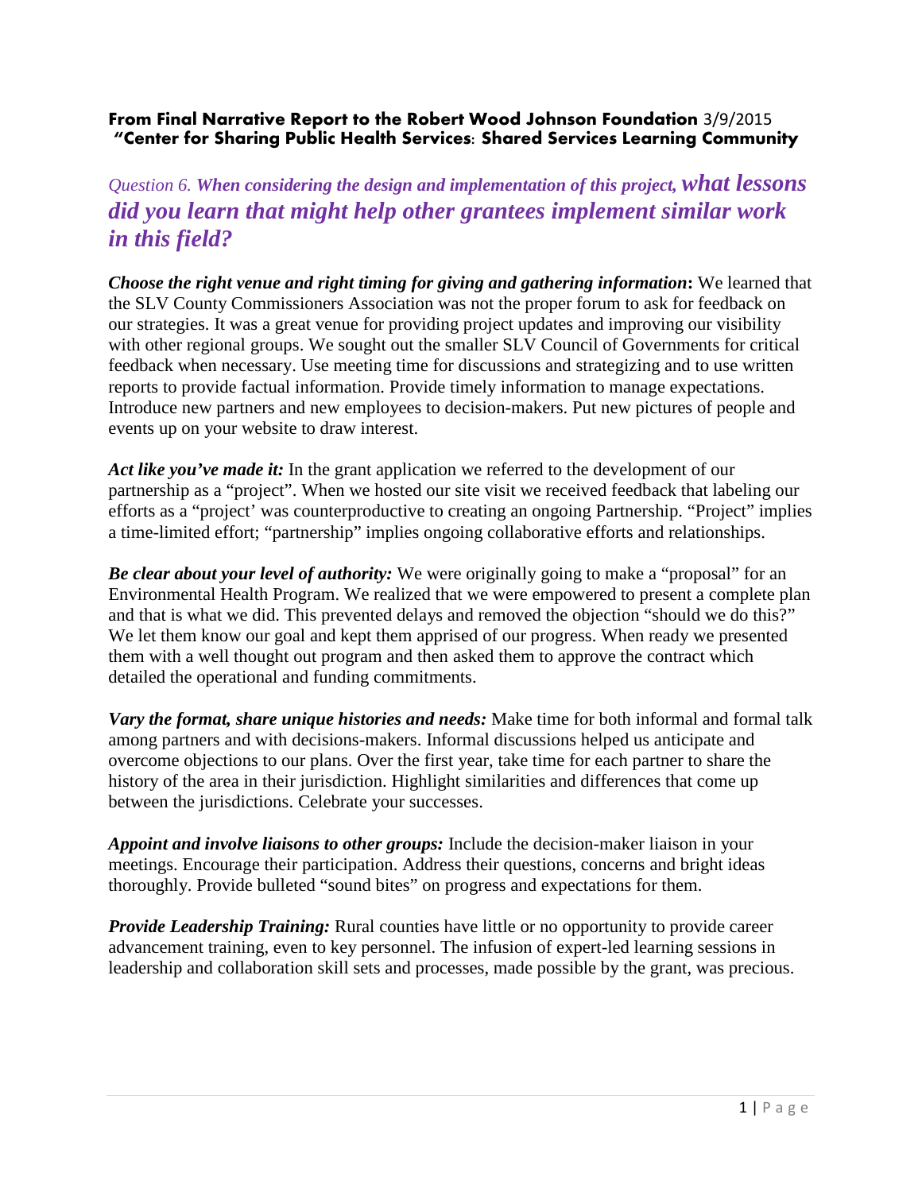**From Final Narrative Report to the Robert Wood Johnson Foundation** 3/9/2015
**"Center for Sharing Public Health Services: Shared Services Learning Community**

## *Question 6. When considering the design and implementation of this project, what lessons did you learn that might help other grantees implement similar work in this field?*

***Choose the right venue and right timing for giving and gathering information*:** We learned that the SLV County Commissioners Association was not the proper forum to ask for feedback on our strategies. It was a great venue for providing project updates and improving our visibility with other regional groups. We sought out the smaller SLV Council of Governments for critical feedback when necessary. Use meeting time for discussions and strategizing and to use written reports to provide factual information. Provide timely information to manage expectations. Introduce new partners and new employees to decision-makers. Put new pictures of people and events up on your website to draw interest.

***Act like you've made it:*** In the grant application we referred to the development of our partnership as a "project". When we hosted our site visit we received feedback that labeling our efforts as a "project' was counterproductive to creating an ongoing Partnership. "Project" implies a time-limited effort; "partnership" implies ongoing collaborative efforts and relationships.

***Be clear about your level of authority:*** We were originally going to make a "proposal" for an Environmental Health Program. We realized that we were empowered to present a complete plan and that is what we did. This prevented delays and removed the objection "should we do this?" We let them know our goal and kept them apprised of our progress. When ready we presented them with a well thought out program and then asked them to approve the contract which detailed the operational and funding commitments.

***Vary the format, share unique histories and needs:*** Make time for both informal and formal talk among partners and with decisions-makers. Informal discussions helped us anticipate and overcome objections to our plans. Over the first year, take time for each partner to share the history of the area in their jurisdiction. Highlight similarities and differences that come up between the jurisdictions. Celebrate your successes.

***Appoint and involve liaisons to other groups:*** Include the decision-maker liaison in your meetings. Encourage their participation. Address their questions, concerns and bright ideas thoroughly. Provide bulleted "sound bites" on progress and expectations for them.

***Provide Leadership Training:*** Rural counties have little or no opportunity to provide career advancement training, even to key personnel. The infusion of expert-led learning sessions in leadership and collaboration skill sets and processes, made possible by the grant, was precious.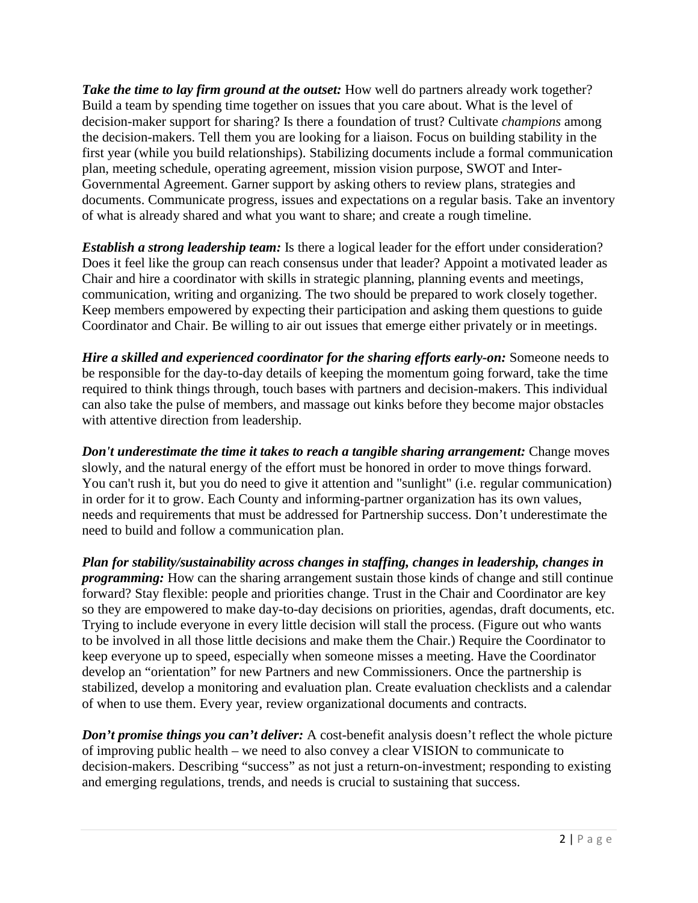***Take the time to lay firm ground at the outset:*** How well do partners already work together? Build a team by spending time together on issues that you care about. What is the level of decision-maker support for sharing? Is there a foundation of trust? Cultivate *champions* among the decision-makers. Tell them you are looking for a liaison. Focus on building stability in the first year (while you build relationships). Stabilizing documents include a formal communication plan, meeting schedule, operating agreement, mission vision purpose, SWOT and Inter-Governmental Agreement. Garner support by asking others to review plans, strategies and documents. Communicate progress, issues and expectations on a regular basis. Take an inventory of what is already shared and what you want to share; and create a rough timeline.

***Establish a strong leadership team:*** Is there a logical leader for the effort under consideration? Does it feel like the group can reach consensus under that leader? Appoint a motivated leader as Chair and hire a coordinator with skills in strategic planning, planning events and meetings, communication, writing and organizing. The two should be prepared to work closely together. Keep members empowered by expecting their participation and asking them questions to guide Coordinator and Chair. Be willing to air out issues that emerge either privately or in meetings.

***Hire a skilled and experienced coordinator for the sharing efforts early-on:*** Someone needs to be responsible for the day-to-day details of keeping the momentum going forward, take the time required to think things through, touch bases with partners and decision-makers. This individual can also take the pulse of members, and massage out kinks before they become major obstacles with attentive direction from leadership.

***Don't underestimate the time it takes to reach a tangible sharing arrangement:*** Change moves slowly, and the natural energy of the effort must be honored in order to move things forward. You can't rush it, but you do need to give it attention and "sunlight" (i.e. regular communication) in order for it to grow. Each County and informing-partner organization has its own values, needs and requirements that must be addressed for Partnership success. Don't underestimate the need to build and follow a communication plan.

***Plan for stability/sustainability across changes in staffing, changes in leadership, changes in programming:*** How can the sharing arrangement sustain those kinds of change and still continue forward? Stay flexible: people and priorities change. Trust in the Chair and Coordinator are key so they are empowered to make day-to-day decisions on priorities, agendas, draft documents, etc. Trying to include everyone in every little decision will stall the process. (Figure out who wants to be involved in all those little decisions and make them the Chair.) Require the Coordinator to keep everyone up to speed, especially when someone misses a meeting. Have the Coordinator develop an "orientation" for new Partners and new Commissioners. Once the partnership is stabilized, develop a monitoring and evaluation plan. Create evaluation checklists and a calendar of when to use them. Every year, review organizational documents and contracts.

***Don't promise things you can't deliver:*** A cost-benefit analysis doesn't reflect the whole picture of improving public health – we need to also convey a clear VISION to communicate to decision-makers. Describing "success" as not just a return-on-investment; responding to existing and emerging regulations, trends, and needs is crucial to sustaining that success.